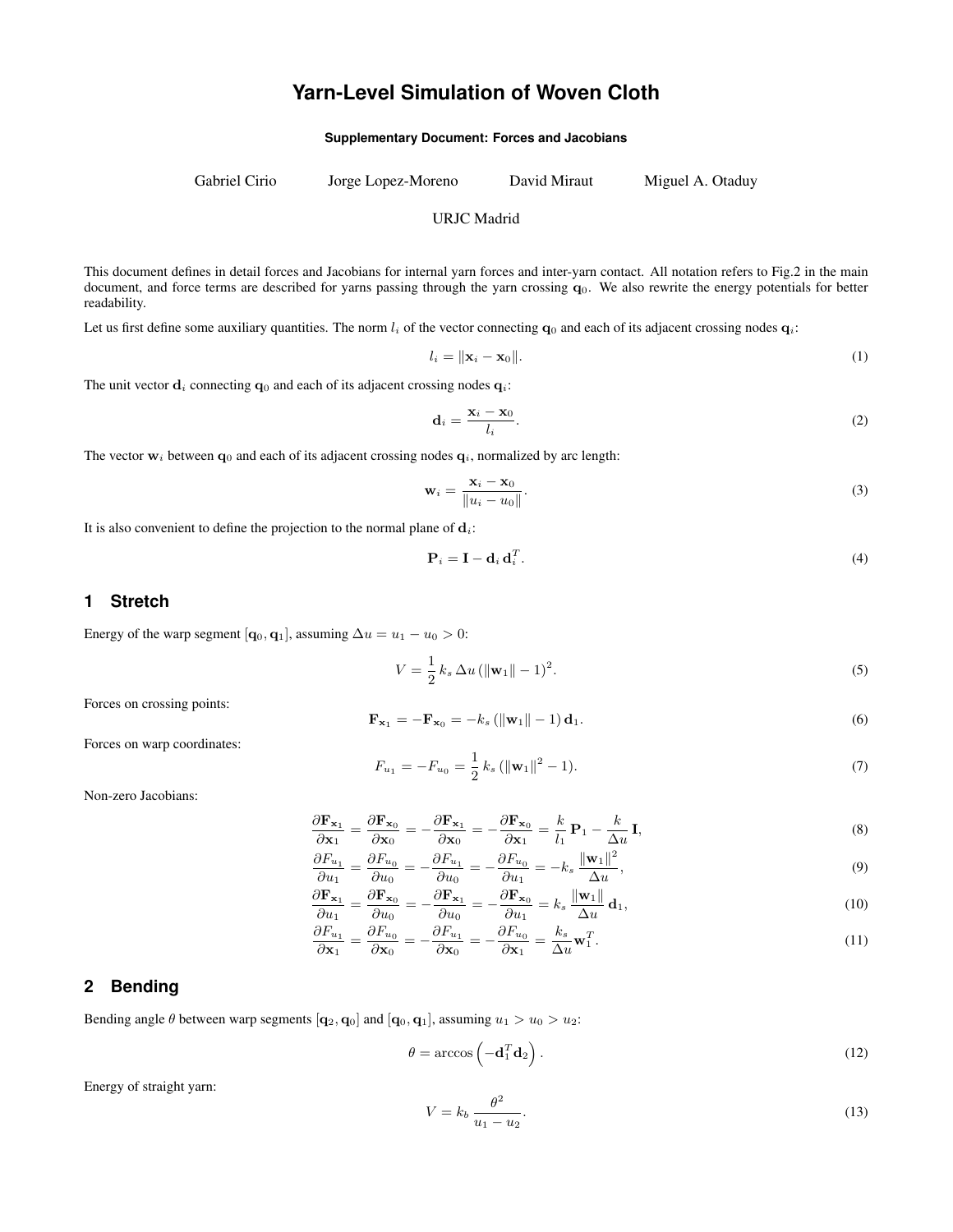# Yarn-Level Simulation of Woven Cloth

**Supplementary Document: Forces and Jacobians**

Gabriel Cirio    Jorge Lopez-Moreno    David Miraut    Miguel A. Otaduy

URJC Madrid

This document defines in detail forces and Jacobians for internal yarn forces and inter-yarn contact. All notation refers to Fig.2 in the main document, and force terms are described for yarns passing through the yarn crossing $\mathbf{q}_0$. We also rewrite the energy potentials for better readability.

Let us first define some auxiliary quantities. The norm $l_i$ of the vector connecting $\mathbf{q}_0$ and each of its adjacent crossing nodes $\mathbf{q}_i$:

$$l_i = \|\mathbf{x}_i - \mathbf{x}_0\|. \tag{1}$$

The unit vector $\mathbf{d}_i$ connecting $\mathbf{q}_0$ and each of its adjacent crossing nodes $\mathbf{q}_i$:

$$\mathbf{d}_i = \frac{\mathbf{x}_i - \mathbf{x}_0}{l_i}. \tag{2}$$

The vector $\mathbf{w}_i$ between $\mathbf{q}_0$ and each of its adjacent crossing nodes $\mathbf{q}_i$, normalized by arc length:

$$\mathbf{w}_i = \frac{\mathbf{x}_i - \mathbf{x}_0}{\|u_i - u_0\|}. \tag{3}$$

It is also convenient to define the projection to the normal plane of $\mathbf{d}_i$:

$$\mathbf{P}_i = \mathbf{I} - \mathbf{d}_i\,\mathbf{d}_i^T. \tag{4}$$

## 1 Stretch

Energy of the warp segment $[\mathbf{q}_0, \mathbf{q}_1]$, assuming $\Delta u = u_1 - u_0 > 0$:

$$V = \frac{1}{2}\,k_s\,\Delta u\,(\|\mathbf{w}_1\| - 1)^2. \tag{5}$$

Forces on crossing points:

$$\mathbf{F}_{\mathbf{x}_1} = -\mathbf{F}_{\mathbf{x}_0} = -k_s\,(\|\mathbf{w}_1\| - 1)\,\mathbf{d}_1. \tag{6}$$

Forces on warp coordinates:

$$F_{u_1} = -F_{u_0} = \frac{1}{2}\,k_s\,(\|\mathbf{w}_1\|^2 - 1). \tag{7}$$

Non-zero Jacobians:

$$\frac{\partial \mathbf{F}_{\mathbf{x}_1}}{\partial \mathbf{x}_1} = \frac{\partial \mathbf{F}_{\mathbf{x}_0}}{\partial \mathbf{x}_0} = -\frac{\partial \mathbf{F}_{\mathbf{x}_1}}{\partial \mathbf{x}_0} = -\frac{\partial \mathbf{F}_{\mathbf{x}_0}}{\partial \mathbf{x}_1} = \frac{k}{l_1}\,\mathbf{P}_1 - \frac{k}{\Delta u}\,\mathbf{I}, \tag{8}$$

$$\frac{\partial F_{u_1}}{\partial u_1} = \frac{\partial F_{u_0}}{\partial u_0} = -\frac{\partial F_{u_1}}{\partial u_0} = -\frac{\partial F_{u_0}}{\partial u_1} = -k_s\,\frac{\|\mathbf{w}_1\|^2}{\Delta u}, \tag{9}$$

$$\frac{\partial \mathbf{F}_{\mathbf{x}_1}}{\partial u_1} = \frac{\partial \mathbf{F}_{\mathbf{x}_0}}{\partial u_0} = -\frac{\partial \mathbf{F}_{\mathbf{x}_1}}{\partial u_0} = -\frac{\partial \mathbf{F}_{\mathbf{x}_0}}{\partial u_1} = k_s\,\frac{\|\mathbf{w}_1\|}{\Delta u}\,\mathbf{d}_1, \tag{10}$$

$$\frac{\partial F_{u_1}}{\partial \mathbf{x}_1} = \frac{\partial F_{u_0}}{\partial \mathbf{x}_0} = -\frac{\partial F_{u_1}}{\partial \mathbf{x}_0} = -\frac{\partial F_{u_0}}{\partial \mathbf{x}_1} = \frac{k_s}{\Delta u}\mathbf{w}_1^T. \tag{11}$$

## 2 Bending

Bending angle $\theta$ between warp segments $[\mathbf{q}_2, \mathbf{q}_0]$ and $[\mathbf{q}_0, \mathbf{q}_1]$, assuming $u_1 > u_0 > u_2$:

$$\theta = \arccos\left(-\mathbf{d}_1^T\,\mathbf{d}_2\right). \tag{12}$$

Energy of straight yarn:

$$V = k_b\,\frac{\theta^2}{u_1 - u_2}. \tag{13}$$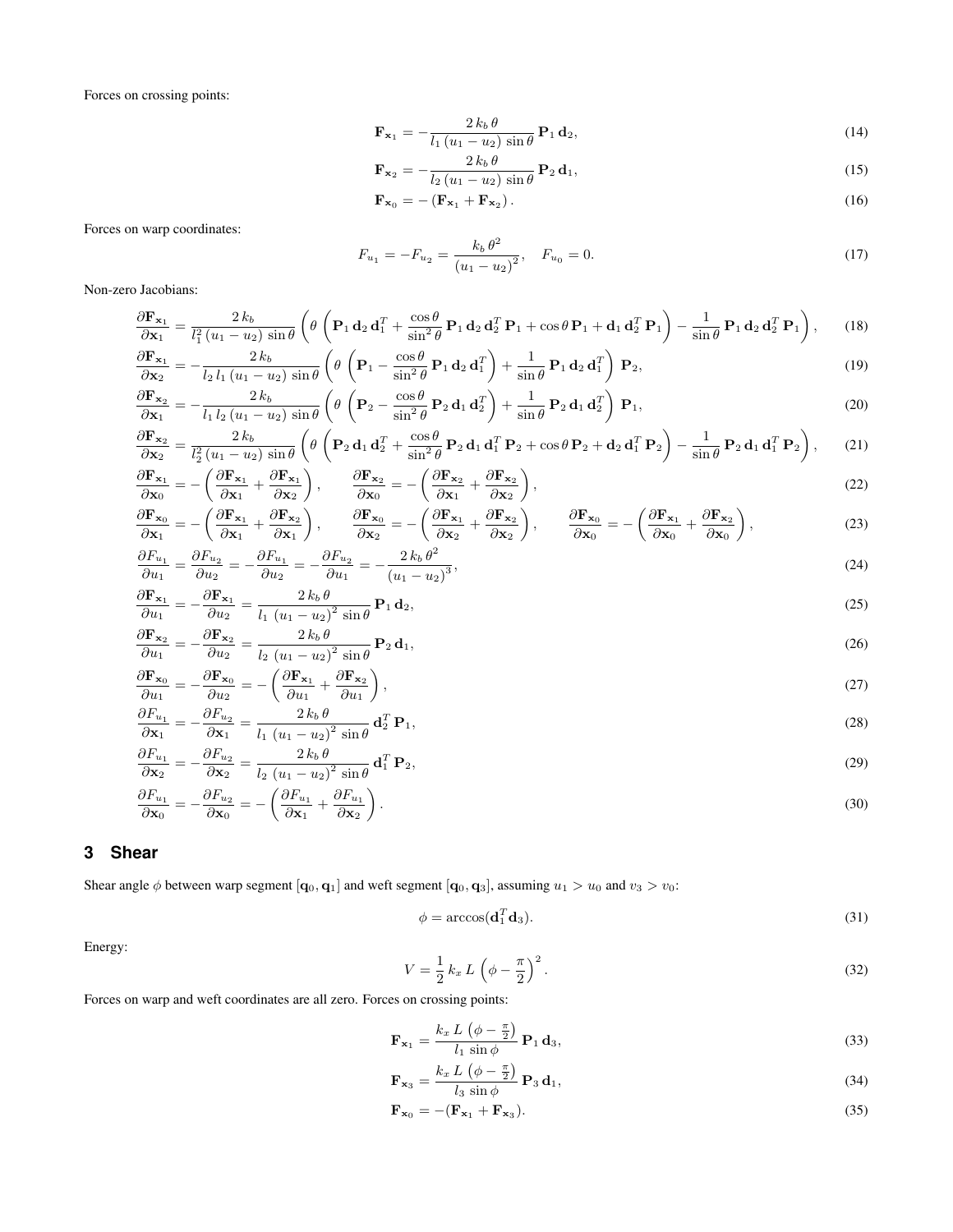Forces on crossing points:

$$\mathbf{F}_{\mathbf{x}_1} = -\frac{2\,k_b\,\theta}{l_1\,(u_1 - u_2)\,\sin\theta}\,\mathbf{P}_1\,\mathbf{d}_2, \tag{14}$$

$$\mathbf{F}_{\mathbf{x}_2} = -\frac{2\,k_b\,\theta}{l_2\,(u_1 - u_2)\,\sin\theta}\,\mathbf{P}_2\,\mathbf{d}_1, \tag{15}$$

$$\mathbf{F}_{\mathbf{x}_0} = -\left(\mathbf{F}_{\mathbf{x}_1} + \mathbf{F}_{\mathbf{x}_2}\right). \tag{16}$$

Forces on warp coordinates:

$$F_{u_1} = -F_{u_2} = \frac{k_b\,\theta^2}{\left(u_1 - u_2\right)^2}, \quad F_{u_0} = 0. \tag{17}$$

Non-zero Jacobians:

$$\frac{\partial \mathbf{F}_{\mathbf{x}_1}}{\partial \mathbf{x}_1} = \frac{2\,k_b}{l_1^2\,(u_1 - u_2)\,\sin\theta}\left(\theta\left(\mathbf{P}_1\,\mathbf{d}_2\,\mathbf{d}_1^T + \frac{\cos\theta}{\sin^2\theta}\,\mathbf{P}_1\,\mathbf{d}_2\,\mathbf{d}_2^T\,\mathbf{P}_1 + \cos\theta\,\mathbf{P}_1 + \mathbf{d}_1\,\mathbf{d}_2^T\,\mathbf{P}_1\right) - \frac{1}{\sin\theta}\,\mathbf{P}_1\,\mathbf{d}_2\,\mathbf{d}_2^T\,\mathbf{P}_1\right), \tag{18}$$

$$\frac{\partial \mathbf{F}_{\mathbf{x}_1}}{\partial \mathbf{x}_2} = -\frac{2\,k_b}{l_2\,l_1\,(u_1 - u_2)\,\sin\theta}\left(\theta\left(\mathbf{P}_1 - \frac{\cos\theta}{\sin^2\theta}\,\mathbf{P}_1\,\mathbf{d}_2\,\mathbf{d}_1^T\right) + \frac{1}{\sin\theta}\,\mathbf{P}_1\,\mathbf{d}_2\,\mathbf{d}_1^T\right)\mathbf{P}_2, \tag{19}$$

$$\frac{\partial \mathbf{F}_{\mathbf{x}_2}}{\partial \mathbf{x}_1} = -\frac{2\,k_b}{l_1\,l_2\,(u_1 - u_2)\,\sin\theta}\left(\theta\left(\mathbf{P}_2 - \frac{\cos\theta}{\sin^2\theta}\,\mathbf{P}_2\,\mathbf{d}_1\,\mathbf{d}_2^T\right) + \frac{1}{\sin\theta}\,\mathbf{P}_2\,\mathbf{d}_1\,\mathbf{d}_2^T\right)\mathbf{P}_1, \tag{20}$$

$$\frac{\partial \mathbf{F}_{\mathbf{x}_2}}{\partial \mathbf{x}_2} = \frac{2\,k_b}{l_2^2\,(u_1 - u_2)\,\sin\theta}\left(\theta\left(\mathbf{P}_2\,\mathbf{d}_1\,\mathbf{d}_2^T + \frac{\cos\theta}{\sin^2\theta}\,\mathbf{P}_2\,\mathbf{d}_1\,\mathbf{d}_1^T\,\mathbf{P}_2 + \cos\theta\,\mathbf{P}_2 + \mathbf{d}_2\,\mathbf{d}_1^T\,\mathbf{P}_2\right) - \frac{1}{\sin\theta}\,\mathbf{P}_2\,\mathbf{d}_1\,\mathbf{d}_1^T\,\mathbf{P}_2\right), \tag{21}$$

$$\frac{\partial \mathbf{F}_{\mathbf{x}_1}}{\partial \mathbf{x}_0} = -\left(\frac{\partial \mathbf{F}_{\mathbf{x}_1}}{\partial \mathbf{x}_1} + \frac{\partial \mathbf{F}_{\mathbf{x}_1}}{\partial \mathbf{x}_2}\right), \qquad \frac{\partial \mathbf{F}_{\mathbf{x}_2}}{\partial \mathbf{x}_0} = -\left(\frac{\partial \mathbf{F}_{\mathbf{x}_2}}{\partial \mathbf{x}_1} + \frac{\partial \mathbf{F}_{\mathbf{x}_2}}{\partial \mathbf{x}_2}\right), \tag{22}$$

$$\frac{\partial \mathbf{F}_{\mathbf{x}_0}}{\partial \mathbf{x}_1} = -\left(\frac{\partial \mathbf{F}_{\mathbf{x}_1}}{\partial \mathbf{x}_1} + \frac{\partial \mathbf{F}_{\mathbf{x}_2}}{\partial \mathbf{x}_1}\right), \qquad \frac{\partial \mathbf{F}_{\mathbf{x}_0}}{\partial \mathbf{x}_2} = -\left(\frac{\partial \mathbf{F}_{\mathbf{x}_1}}{\partial \mathbf{x}_2} + \frac{\partial \mathbf{F}_{\mathbf{x}_2}}{\partial \mathbf{x}_2}\right), \qquad \frac{\partial \mathbf{F}_{\mathbf{x}_0}}{\partial \mathbf{x}_0} = -\left(\frac{\partial \mathbf{F}_{\mathbf{x}_1}}{\partial \mathbf{x}_0} + \frac{\partial \mathbf{F}_{\mathbf{x}_2}}{\partial \mathbf{x}_0}\right), \tag{23}$$

$$\frac{\partial F_{u_1}}{\partial u_1} = \frac{\partial F_{u_2}}{\partial u_2} = -\frac{\partial F_{u_1}}{\partial u_2} = -\frac{\partial F_{u_2}}{\partial u_1} = -\frac{2\,k_b\,\theta^2}{\left(u_1 - u_2\right)^3}, \tag{24}$$

$$\frac{\partial \mathbf{F}_{\mathbf{x}_1}}{\partial u_1} = -\frac{\partial \mathbf{F}_{\mathbf{x}_1}}{\partial u_2} = \frac{2\,k_b\,\theta}{l_1\,\left(u_1 - u_2\right)^2\,\sin\theta}\,\mathbf{P}_1\,\mathbf{d}_2, \tag{25}$$

$$\frac{\partial \mathbf{F}_{\mathbf{x}_2}}{\partial u_1} = -\frac{\partial \mathbf{F}_{\mathbf{x}_2}}{\partial u_2} = \frac{2\,k_b\,\theta}{l_2\,\left(u_1 - u_2\right)^2\,\sin\theta}\,\mathbf{P}_2\,\mathbf{d}_1, \tag{26}$$

$$\frac{\partial \mathbf{F}_{\mathbf{x}_0}}{\partial u_1} = -\frac{\partial \mathbf{F}_{\mathbf{x}_0}}{\partial u_2} = -\left(\frac{\partial \mathbf{F}_{\mathbf{x}_1}}{\partial u_1} + \frac{\partial \mathbf{F}_{\mathbf{x}_2}}{\partial u_1}\right), \tag{27}$$

$$\frac{\partial F_{u_1}}{\partial \mathbf{x}_1} = -\frac{\partial F_{u_2}}{\partial \mathbf{x}_1} = \frac{2\,k_b\,\theta}{l_1\,\left(u_1 - u_2\right)^2\,\sin\theta}\,\mathbf{d}_2^T\,\mathbf{P}_1, \tag{28}$$

$$\frac{\partial F_{u_1}}{\partial \mathbf{x}_2} = -\frac{\partial F_{u_2}}{\partial \mathbf{x}_2} = \frac{2\,k_b\,\theta}{l_2\,\left(u_1 - u_2\right)^2\,\sin\theta}\,\mathbf{d}_1^T\,\mathbf{P}_2, \tag{29}$$

$$\frac{\partial F_{u_1}}{\partial \mathbf{x}_0} = -\frac{\partial F_{u_2}}{\partial \mathbf{x}_0} = -\left(\frac{\partial F_{u_1}}{\partial \mathbf{x}_1} + \frac{\partial F_{u_1}}{\partial \mathbf{x}_2}\right). \tag{30}$$

## 3 Shear

Shear angle $\phi$ between warp segment $[\mathbf{q}_0, \mathbf{q}_1]$ and weft segment $[\mathbf{q}_0, \mathbf{q}_3]$, assuming $u_1 > u_0$ and $v_3 > v_0$:

$$\phi = \arccos(\mathbf{d}_1^T\,\mathbf{d}_3). \tag{31}$$

Energy:

$$V = \frac{1}{2}\,k_x\,L\,\left(\phi - \frac{\pi}{2}\right)^2. \tag{32}$$

Forces on warp and weft coordinates are all zero. Forces on crossing points:

$$\mathbf{F}_{\mathbf{x}_1} = \frac{k_x\,L\,\left(\phi - \frac{\pi}{2}\right)}{l_1\,\sin\phi}\,\mathbf{P}_1\,\mathbf{d}_3, \tag{33}$$

$$\mathbf{F}_{\mathbf{x}_3} = \frac{k_x\,L\,\left(\phi - \frac{\pi}{2}\right)}{l_3\,\sin\phi}\,\mathbf{P}_3\,\mathbf{d}_1, \tag{34}$$

$$\mathbf{F}_{\mathbf{x}_0} = -(\mathbf{F}_{\mathbf{x}_1} + \mathbf{F}_{\mathbf{x}_3}). \tag{35}$$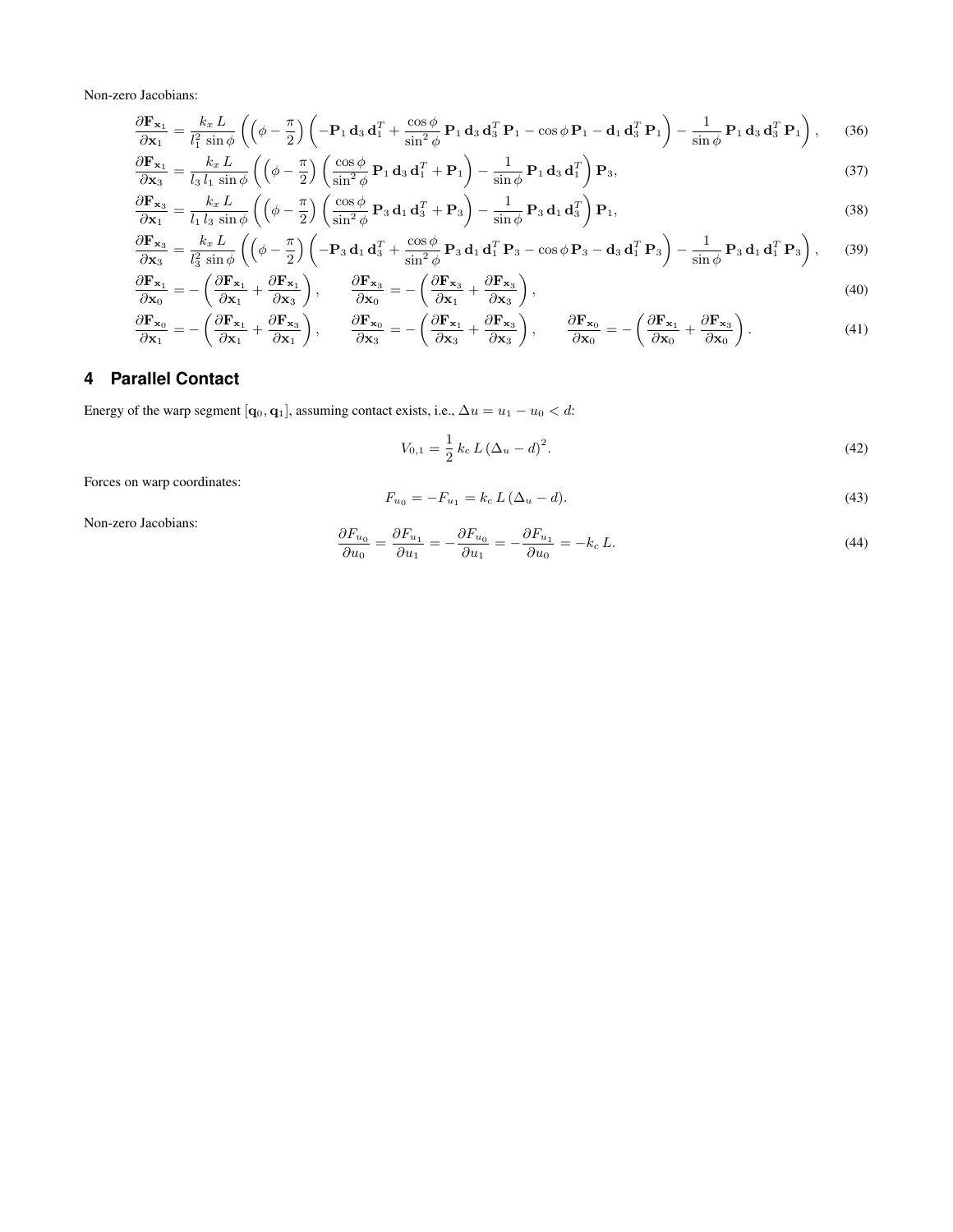Non-zero Jacobians:

$$\frac{\partial \mathbf{F}_{\mathbf{x}_1}}{\partial \mathbf{x}_1} = \frac{k_x\, L}{l_1^2\, \sin\phi} \left( \left(\phi - \frac{\pi}{2}\right) \left( -\mathbf{P}_1\, \mathbf{d}_3\, \mathbf{d}_1^T + \frac{\cos\phi}{\sin^2\phi}\, \mathbf{P}_1\, \mathbf{d}_3\, \mathbf{d}_3^T\, \mathbf{P}_1 - \cos\phi\, \mathbf{P}_1 - \mathbf{d}_1\, \mathbf{d}_3^T\, \mathbf{P}_1 \right) - \frac{1}{\sin\phi}\, \mathbf{P}_1\, \mathbf{d}_3\, \mathbf{d}_3^T\, \mathbf{P}_1 \right), \tag{36}$$

$$\frac{\partial \mathbf{F}_{\mathbf{x}_1}}{\partial \mathbf{x}_3} = \frac{k_x\, L}{l_3\, l_1\, \sin\phi} \left( \left(\phi - \frac{\pi}{2}\right) \left( \frac{\cos\phi}{\sin^2\phi}\, \mathbf{P}_1\, \mathbf{d}_3\, \mathbf{d}_1^T + \mathbf{P}_1 \right) - \frac{1}{\sin\phi}\, \mathbf{P}_1\, \mathbf{d}_3\, \mathbf{d}_1^T \right) \mathbf{P}_3, \tag{37}$$

$$\frac{\partial \mathbf{F}_{\mathbf{x}_3}}{\partial \mathbf{x}_1} = \frac{k_x\, L}{l_1\, l_3\, \sin\phi} \left( \left(\phi - \frac{\pi}{2}\right) \left( \frac{\cos\phi}{\sin^2\phi}\, \mathbf{P}_3\, \mathbf{d}_1\, \mathbf{d}_3^T + \mathbf{P}_3 \right) - \frac{1}{\sin\phi}\, \mathbf{P}_3\, \mathbf{d}_1\, \mathbf{d}_3^T \right) \mathbf{P}_1, \tag{38}$$

$$\frac{\partial \mathbf{F}_{\mathbf{x}_3}}{\partial \mathbf{x}_3} = \frac{k_x\, L}{l_3^2\, \sin\phi} \left( \left(\phi - \frac{\pi}{2}\right) \left( -\mathbf{P}_3\, \mathbf{d}_1\, \mathbf{d}_3^T + \frac{\cos\phi}{\sin^2\phi}\, \mathbf{P}_3\, \mathbf{d}_1\, \mathbf{d}_1^T\, \mathbf{P}_3 - \cos\phi\, \mathbf{P}_3 - \mathbf{d}_3\, \mathbf{d}_1^T\, \mathbf{P}_3 \right) - \frac{1}{\sin\phi}\, \mathbf{P}_3\, \mathbf{d}_1\, \mathbf{d}_1^T\, \mathbf{P}_3 \right), \tag{39}$$

$$\frac{\partial \mathbf{F}_{\mathbf{x}_1}}{\partial \mathbf{x}_0} = -\left( \frac{\partial \mathbf{F}_{\mathbf{x}_1}}{\partial \mathbf{x}_1} + \frac{\partial \mathbf{F}_{\mathbf{x}_1}}{\partial \mathbf{x}_3} \right), \qquad \frac{\partial \mathbf{F}_{\mathbf{x}_3}}{\partial \mathbf{x}_0} = -\left( \frac{\partial \mathbf{F}_{\mathbf{x}_3}}{\partial \mathbf{x}_1} + \frac{\partial \mathbf{F}_{\mathbf{x}_3}}{\partial \mathbf{x}_3} \right), \tag{40}$$

$$\frac{\partial \mathbf{F}_{\mathbf{x}_0}}{\partial \mathbf{x}_1} = -\left( \frac{\partial \mathbf{F}_{\mathbf{x}_1}}{\partial \mathbf{x}_1} + \frac{\partial \mathbf{F}_{\mathbf{x}_3}}{\partial \mathbf{x}_1} \right), \qquad \frac{\partial \mathbf{F}_{\mathbf{x}_0}}{\partial \mathbf{x}_3} = -\left( \frac{\partial \mathbf{F}_{\mathbf{x}_1}}{\partial \mathbf{x}_3} + \frac{\partial \mathbf{F}_{\mathbf{x}_3}}{\partial \mathbf{x}_3} \right), \qquad \frac{\partial \mathbf{F}_{\mathbf{x}_0}}{\partial \mathbf{x}_0} = -\left( \frac{\partial \mathbf{F}_{\mathbf{x}_1}}{\partial \mathbf{x}_0} + \frac{\partial \mathbf{F}_{\mathbf{x}_3}}{\partial \mathbf{x}_0} \right). \tag{41}$$

# 4 Parallel Contact

Energy of the warp segment $[\mathbf{q}_0, \mathbf{q}_1]$, assuming contact exists, i.e., $\Delta u = u_1 - u_0 < d$:

$$V_{0,1} = \frac{1}{2}\, k_c\, L\, (\Delta_u - d)^2. \tag{42}$$

Forces on warp coordinates:

$$F_{u_0} = -F_{u_1} = k_c\, L\, (\Delta_u - d). \tag{43}$$

Non-zero Jacobians:

$$\frac{\partial F_{u_0}}{\partial u_0} = \frac{\partial F_{u_1}}{\partial u_1} = -\frac{\partial F_{u_0}}{\partial u_1} = -\frac{\partial F_{u_1}}{\partial u_0} = -k_c\, L. \tag{44}$$